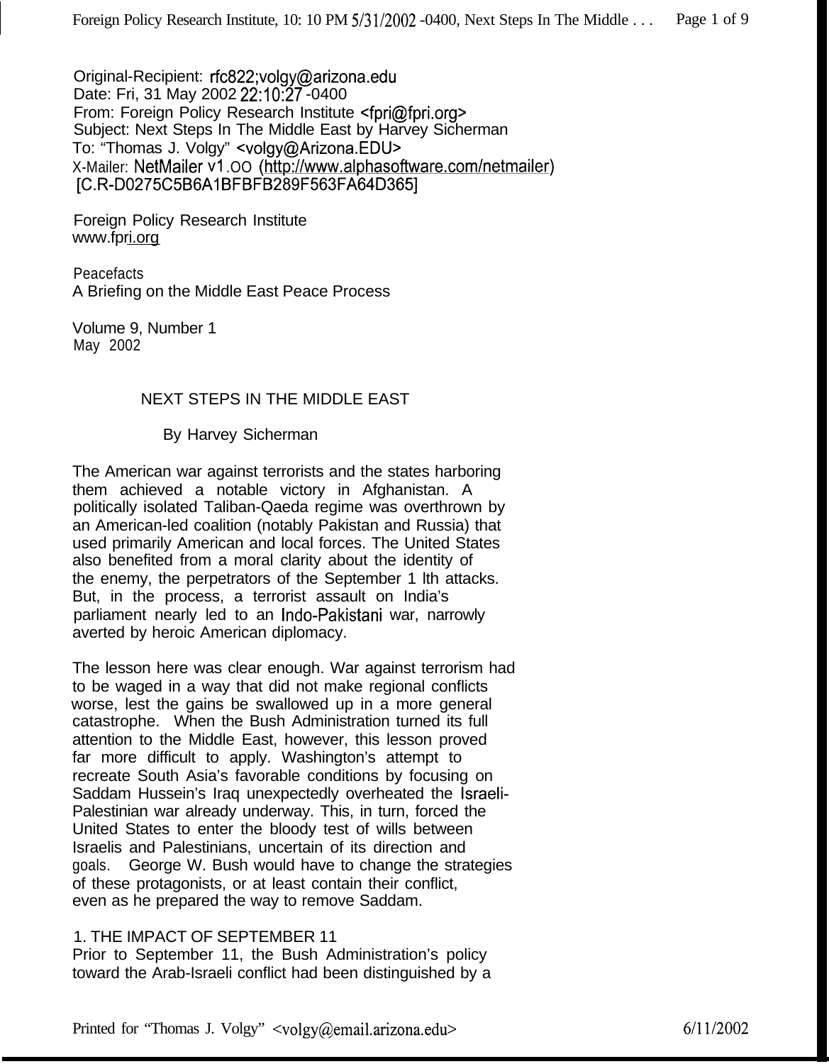Original-Recipient: rfc822;volgy@arizona.edu
Date: Fri, 31 May 2002 22:10:27 -0400
From: Foreign Policy Research Institute <fpri@fpri.org>
Subject: Next Steps In The Middle East by Harvey Sicherman
To: "Thomas J. Volgy" <volgy@Arizona.EDU>
X-Mailer: NetMailer v1.OO (http://www.alphasoftware.com/netmailer)
[C.R-D0275C5B6A1BFBFB289F563FA64D365]

Foreign Policy Research Institute
www.fpri.org

Peacefacts
A Briefing on the Middle East Peace Process

Volume 9, Number 1
May 2002

# NEXT STEPS IN THE MIDDLE EAST

By Harvey Sicherman

The American war against terrorists and the states harboring them achieved a notable victory in Afghanistan. A politically isolated Taliban-Qaeda regime was overthrown by an American-led coalition (notably Pakistan and Russia) that used primarily American and local forces. The United States also benefited from a moral clarity about the identity of the enemy, the perpetrators of the September 1 lth attacks. But, in the process, a terrorist assault on India's parliament nearly led to an Indo-Pakistani war, narrowly averted by heroic American diplomacy.

The lesson here was clear enough. War against terrorism had to be waged in a way that did not make regional conflicts worse, lest the gains be swallowed up in a more general catastrophe. When the Bush Administration turned its full attention to the Middle East, however, this lesson proved far more difficult to apply. Washington's attempt to recreate South Asia's favorable conditions by focusing on Saddam Hussein's Iraq unexpectedly overheated the Israeli-Palestinian war already underway. This, in turn, forced the United States to enter the bloody test of wills between Israelis and Palestinians, uncertain of its direction and goals. George W. Bush would have to change the strategies of these protagonists, or at least contain their conflict, even as he prepared the way to remove Saddam.

## 1. THE IMPACT OF SEPTEMBER 11

Prior to September 11, the Bush Administration's policy toward the Arab-Israeli conflict had been distinguished by a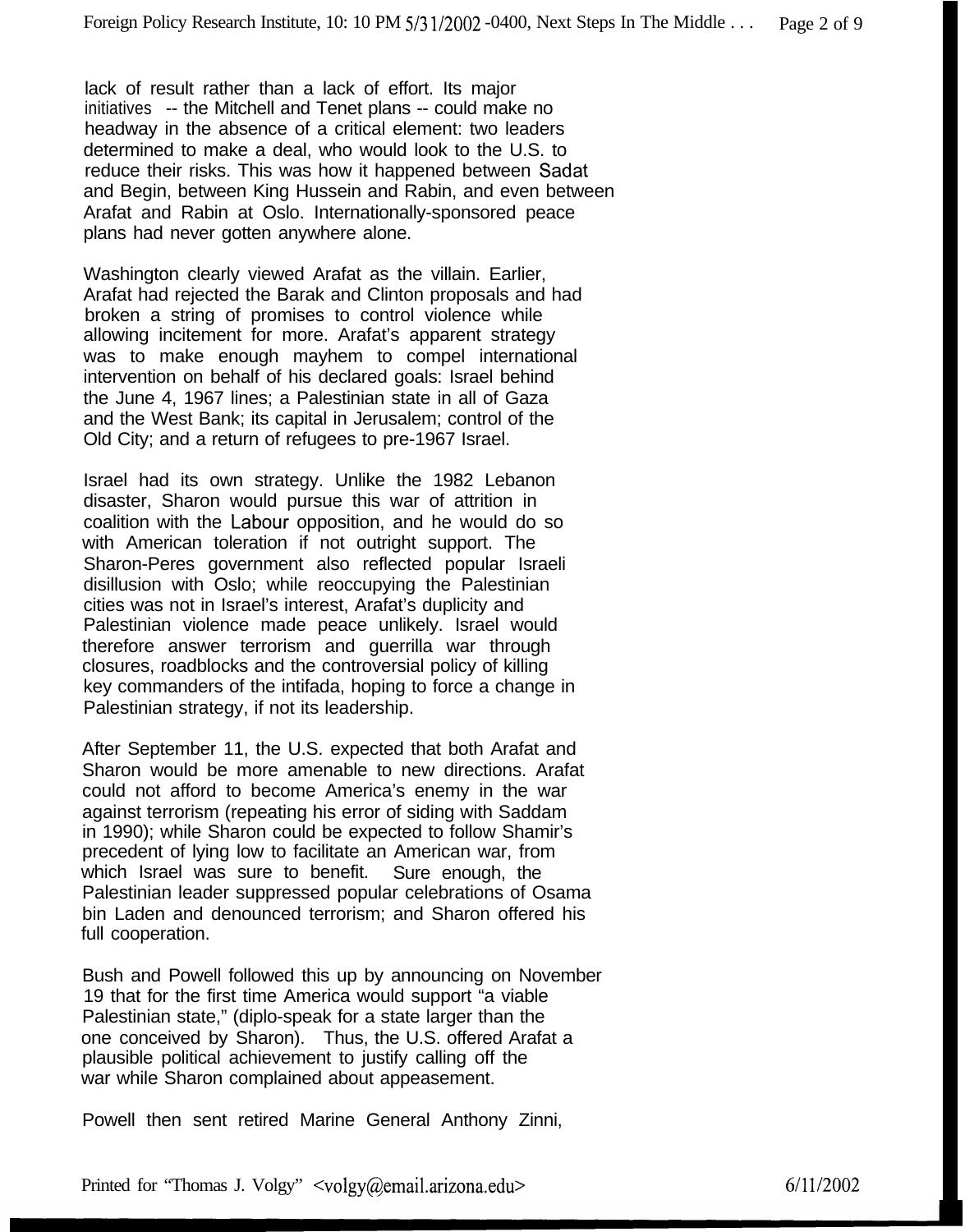lack of result rather than a lack of effort. Its major initiatives -- the Mitchell and Tenet plans -- could make no headway in the absence of a critical element: two leaders determined to make a deal, who would look to the U.S. to reduce their risks. This was how it happened between Sadat and Begin, between King Hussein and Rabin, and even between Arafat and Rabin at Oslo. Internationally-sponsored peace plans had never gotten anywhere alone.

Washington clearly viewed Arafat as the villain. Earlier, Arafat had rejected the Barak and Clinton proposals and had broken a string of promises to control violence while allowing incitement for more. Arafat's apparent strategy was to make enough mayhem to compel international intervention on behalf of his declared goals: Israel behind the June 4, 1967 lines; a Palestinian state in all of Gaza and the West Bank; its capital in Jerusalem; control of the Old City; and a return of refugees to pre-1967 Israel.

Israel had its own strategy. Unlike the 1982 Lebanon disaster, Sharon would pursue this war of attrition in coalition with the Labour opposition, and he would do so with American toleration if not outright support. The Sharon-Peres government also reflected popular Israeli disillusion with Oslo; while reoccupying the Palestinian cities was not in Israel's interest, Arafat's duplicity and Palestinian violence made peace unlikely. Israel would therefore answer terrorism and guerrilla war through closures, roadblocks and the controversial policy of killing key commanders of the intifada, hoping to force a change in Palestinian strategy, if not its leadership.

After September 11, the U.S. expected that both Arafat and Sharon would be more amenable to new directions. Arafat could not afford to become America's enemy in the war against terrorism (repeating his error of siding with Saddam in 1990); while Sharon could be expected to follow Shamir's precedent of lying low to facilitate an American war, from which Israel was sure to benefit. Sure enough, the Palestinian leader suppressed popular celebrations of Osama bin Laden and denounced terrorism; and Sharon offered his full cooperation.

Bush and Powell followed this up by announcing on November 19 that for the first time America would support "a viable Palestinian state," (diplo-speak for a state larger than the one conceived by Sharon). Thus, the U.S. offered Arafat a plausible political achievement to justify calling off the war while Sharon complained about appeasement.

Powell then sent retired Marine General Anthony Zinni,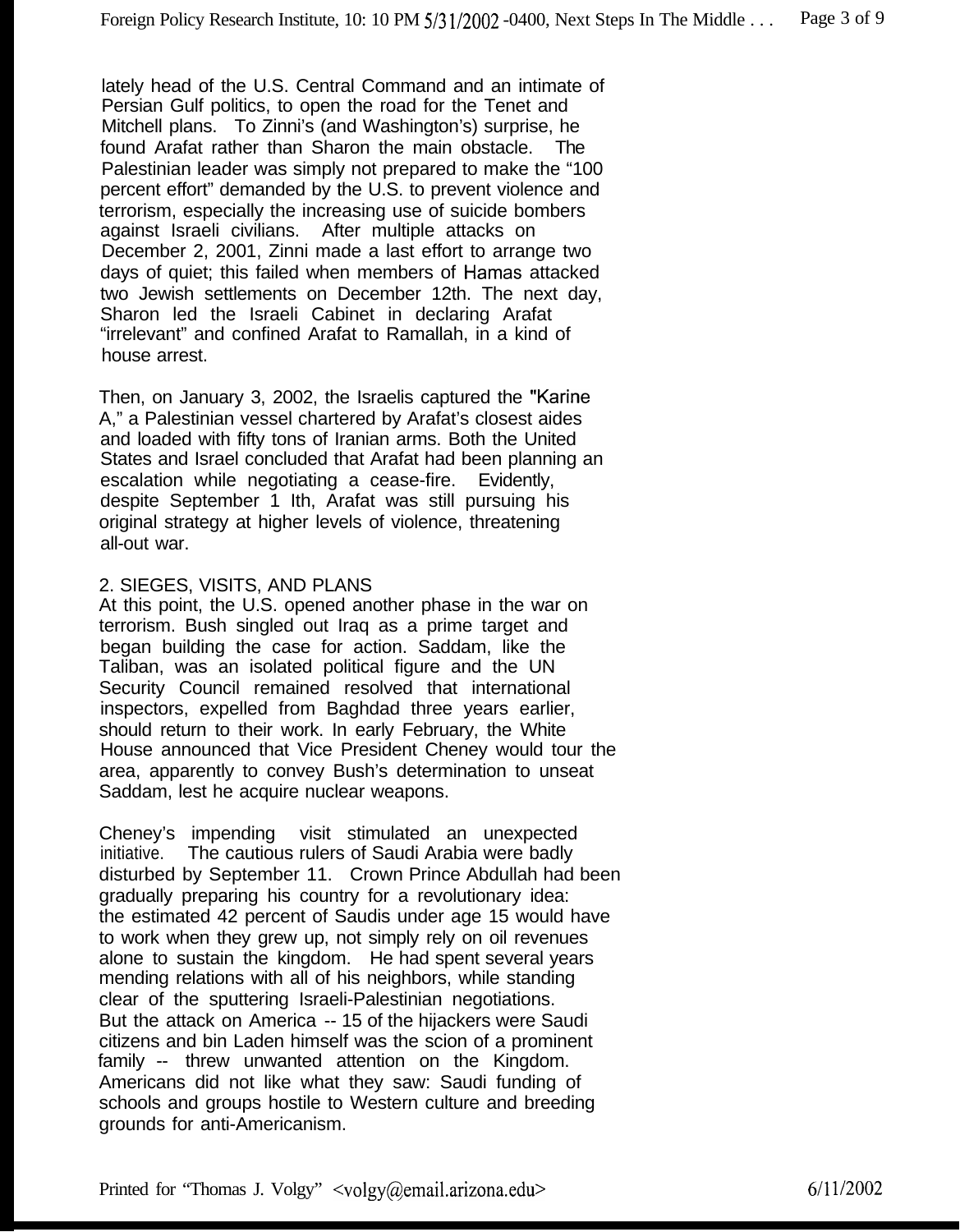lately head of the U.S. Central Command and an intimate of Persian Gulf politics, to open the road for the Tenet and Mitchell plans. To Zinni's (and Washington's) surprise, he found Arafat rather than Sharon the main obstacle. The Palestinian leader was simply not prepared to make the "100 percent effort" demanded by the U.S. to prevent violence and terrorism, especially the increasing use of suicide bombers against Israeli civilians. After multiple attacks on December 2, 2001, Zinni made a last effort to arrange two days of quiet; this failed when members of Hamas attacked two Jewish settlements on December 12th. The next day, Sharon led the Israeli Cabinet in declaring Arafat "irrelevant" and confined Arafat to Ramallah, in a kind of house arrest.

Then, on January 3, 2002, the Israelis captured the "Karine A," a Palestinian vessel chartered by Arafat's closest aides and loaded with fifty tons of Iranian arms. Both the United States and Israel concluded that Arafat had been planning an escalation while negotiating a cease-fire. Evidently, despite September 1 Ith, Arafat was still pursuing his original strategy at higher levels of violence, threatening all-out war.

## 2. SIEGES, VISITS, AND PLANS

At this point, the U.S. opened another phase in the war on terrorism. Bush singled out Iraq as a prime target and began building the case for action. Saddam, like the Taliban, was an isolated political figure and the UN Security Council remained resolved that international inspectors, expelled from Baghdad three years earlier, should return to their work. In early February, the White House announced that Vice President Cheney would tour the area, apparently to convey Bush's determination to unseat Saddam, lest he acquire nuclear weapons.

Cheney's impending visit stimulated an unexpected initiative. The cautious rulers of Saudi Arabia were badly disturbed by September 11. Crown Prince Abdullah had been gradually preparing his country for a revolutionary idea: the estimated 42 percent of Saudis under age 15 would have to work when they grew up, not simply rely on oil revenues alone to sustain the kingdom. He had spent several years mending relations with all of his neighbors, while standing clear of the sputtering Israeli-Palestinian negotiations. But the attack on America -- 15 of the hijackers were Saudi citizens and bin Laden himself was the scion of a prominent family -- threw unwanted attention on the Kingdom. Americans did not like what they saw: Saudi funding of schools and groups hostile to Western culture and breeding grounds for anti-Americanism.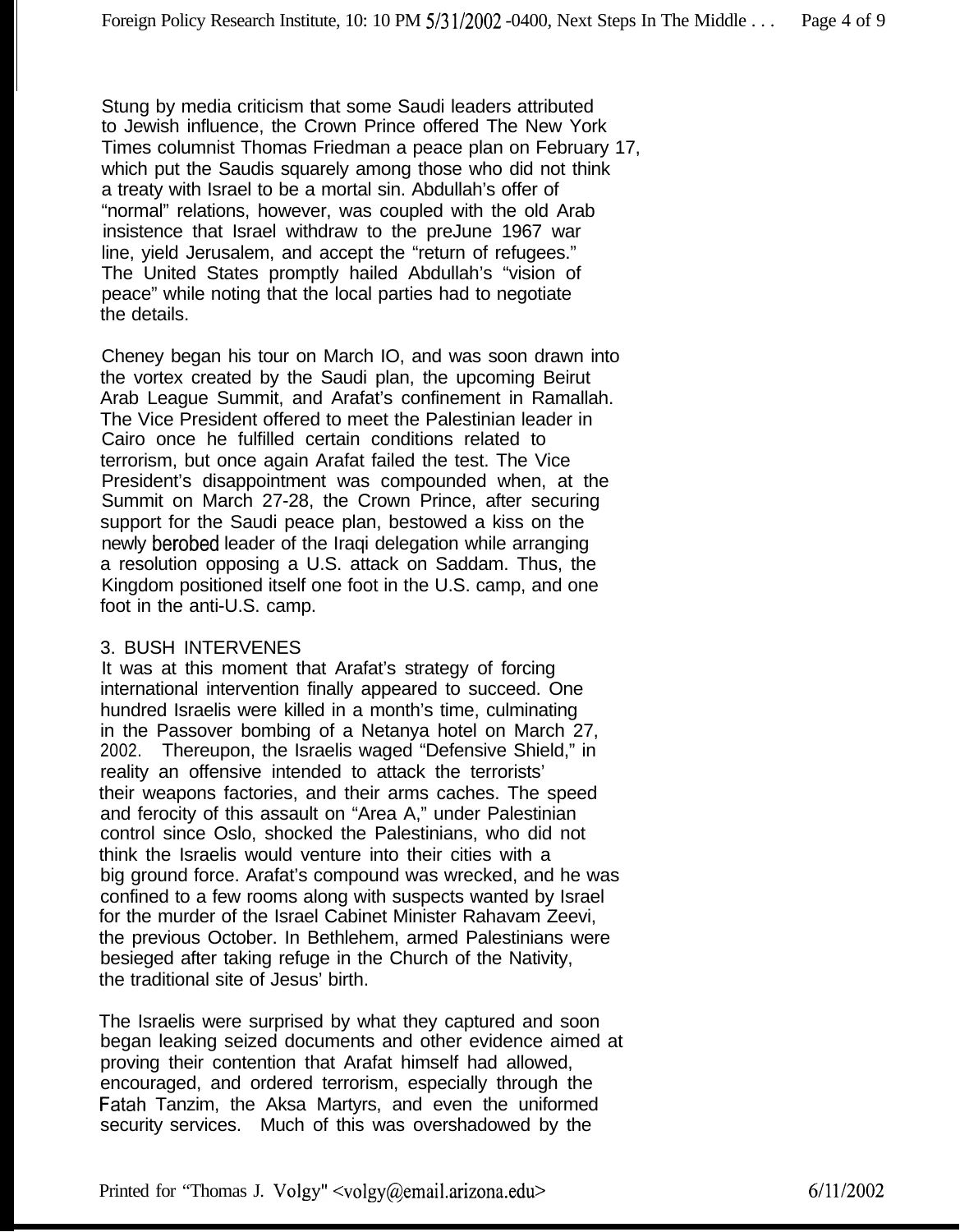Stung by media criticism that some Saudi leaders attributed to Jewish influence, the Crown Prince offered The New York Times columnist Thomas Friedman a peace plan on February 17, which put the Saudis squarely among those who did not think a treaty with Israel to be a mortal sin. Abdullah's offer of "normal" relations, however, was coupled with the old Arab insistence that Israel withdraw to the preJune 1967 war line, yield Jerusalem, and accept the "return of refugees." The United States promptly hailed Abdullah's "vision of peace" while noting that the local parties had to negotiate the details.

Cheney began his tour on March IO, and was soon drawn into the vortex created by the Saudi plan, the upcoming Beirut Arab League Summit, and Arafat's confinement in Ramallah. The Vice President offered to meet the Palestinian leader in Cairo once he fulfilled certain conditions related to terrorism, but once again Arafat failed the test. The Vice President's disappointment was compounded when, at the Summit on March 27-28, the Crown Prince, after securing support for the Saudi peace plan, bestowed a kiss on the newly berobed leader of the Iraqi delegation while arranging a resolution opposing a U.S. attack on Saddam. Thus, the Kingdom positioned itself one foot in the U.S. camp, and one foot in the anti-U.S. camp.

## 3. BUSH INTERVENES

It was at this moment that Arafat's strategy of forcing international intervention finally appeared to succeed. One hundred Israelis were killed in a month's time, culminating in the Passover bombing of a Netanya hotel on March 27, 2002. Thereupon, the Israelis waged "Defensive Shield," in reality an offensive intended to attack the terrorists' their weapons factories, and their arms caches. The speed and ferocity of this assault on "Area A," under Palestinian control since Oslo, shocked the Palestinians, who did not think the Israelis would venture into their cities with a big ground force. Arafat's compound was wrecked, and he was confined to a few rooms along with suspects wanted by Israel for the murder of the Israel Cabinet Minister Rahavam Zeevi, the previous October. In Bethlehem, armed Palestinians were besieged after taking refuge in the Church of the Nativity, the traditional site of Jesus' birth.

The Israelis were surprised by what they captured and soon began leaking seized documents and other evidence aimed at proving their contention that Arafat himself had allowed, encouraged, and ordered terrorism, especially through the Fatah Tanzim, the Aksa Martyrs, and even the uniformed security services. Much of this was overshadowed by the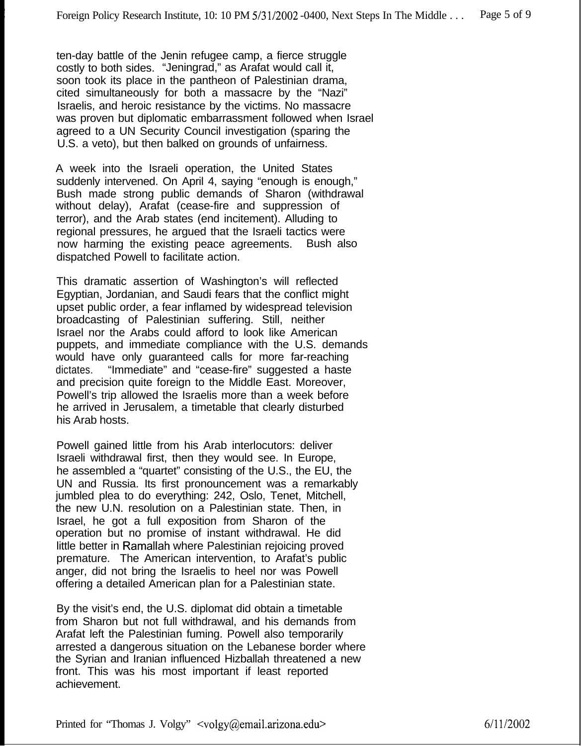ten-day battle of the Jenin refugee camp, a fierce struggle costly to both sides. "Jeningrad," as Arafat would call it, soon took its place in the pantheon of Palestinian drama, cited simultaneously for both a massacre by the "Nazi" Israelis, and heroic resistance by the victims. No massacre was proven but diplomatic embarrassment followed when Israel agreed to a UN Security Council investigation (sparing the U.S. a veto), but then balked on grounds of unfairness.

A week into the Israeli operation, the United States suddenly intervened. On April 4, saying "enough is enough," Bush made strong public demands of Sharon (withdrawal without delay), Arafat (cease-fire and suppression of terror), and the Arab states (end incitement). Alluding to regional pressures, he argued that the Israeli tactics were now harming the existing peace agreements. Bush also dispatched Powell to facilitate action.

This dramatic assertion of Washington's will reflected Egyptian, Jordanian, and Saudi fears that the conflict might upset public order, a fear inflamed by widespread television broadcasting of Palestinian suffering. Still, neither Israel nor the Arabs could afford to look like American puppets, and immediate compliance with the U.S. demands would have only guaranteed calls for more far-reaching dictates. "Immediate" and "cease-fire" suggested a haste and precision quite foreign to the Middle East. Moreover, Powell's trip allowed the Israelis more than a week before he arrived in Jerusalem, a timetable that clearly disturbed his Arab hosts.

Powell gained little from his Arab interlocutors: deliver Israeli withdrawal first, then they would see. In Europe, he assembled a "quartet" consisting of the U.S., the EU, the UN and Russia. Its first pronouncement was a remarkably jumbled plea to do everything: 242, Oslo, Tenet, Mitchell, the new U.N. resolution on a Palestinian state. Then, in Israel, he got a full exposition from Sharon of the operation but no promise of instant withdrawal. He did little better in Ramallah where Palestinian rejoicing proved premature. The American intervention, to Arafat's public anger, did not bring the Israelis to heel nor was Powell offering a detailed American plan for a Palestinian state.

By the visit's end, the U.S. diplomat did obtain a timetable from Sharon but not full withdrawal, and his demands from Arafat left the Palestinian fuming. Powell also temporarily arrested a dangerous situation on the Lebanese border where the Syrian and Iranian influenced Hizballah threatened a new front. This was his most important if least reported achievement.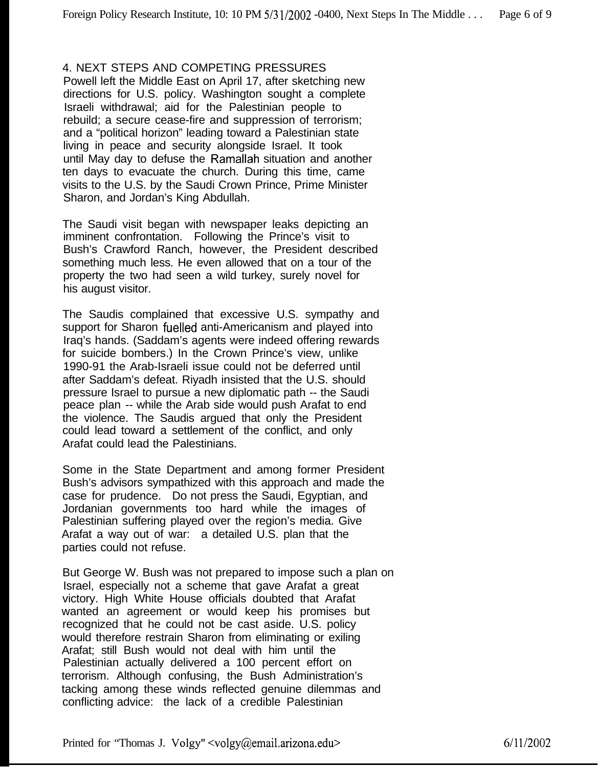## 4. NEXT STEPS AND COMPETING PRESSURES

Powell left the Middle East on April 17, after sketching new directions for U.S. policy. Washington sought a complete Israeli withdrawal; aid for the Palestinian people to rebuild; a secure cease-fire and suppression of terrorism; and a "political horizon" leading toward a Palestinian state living in peace and security alongside Israel. It took until May day to defuse the Ramallah situation and another ten days to evacuate the church. During this time, came visits to the U.S. by the Saudi Crown Prince, Prime Minister Sharon, and Jordan's King Abdullah.

The Saudi visit began with newspaper leaks depicting an imminent confrontation. Following the Prince's visit to Bush's Crawford Ranch, however, the President described something much less. He even allowed that on a tour of the property the two had seen a wild turkey, surely novel for his august visitor.

The Saudis complained that excessive U.S. sympathy and support for Sharon fuelled anti-Americanism and played into Iraq's hands. (Saddam's agents were indeed offering rewards for suicide bombers.) In the Crown Prince's view, unlike 1990-91 the Arab-Israeli issue could not be deferred until after Saddam's defeat. Riyadh insisted that the U.S. should pressure Israel to pursue a new diplomatic path -- the Saudi peace plan -- while the Arab side would push Arafat to end the violence. The Saudis argued that only the President could lead toward a settlement of the conflict, and only Arafat could lead the Palestinians.

Some in the State Department and among former President Bush's advisors sympathized with this approach and made the case for prudence. Do not press the Saudi, Egyptian, and Jordanian governments too hard while the images of Palestinian suffering played over the region's media. Give Arafat a way out of war: a detailed U.S. plan that the parties could not refuse.

But George W. Bush was not prepared to impose such a plan on Israel, especially not a scheme that gave Arafat a great victory. High White House officials doubted that Arafat wanted an agreement or would keep his promises but recognized that he could not be cast aside. U.S. policy would therefore restrain Sharon from eliminating or exiling Arafat; still Bush would not deal with him until the Palestinian actually delivered a 100 percent effort on terrorism. Although confusing, the Bush Administration's tacking among these winds reflected genuine dilemmas and conflicting advice: the lack of a credible Palestinian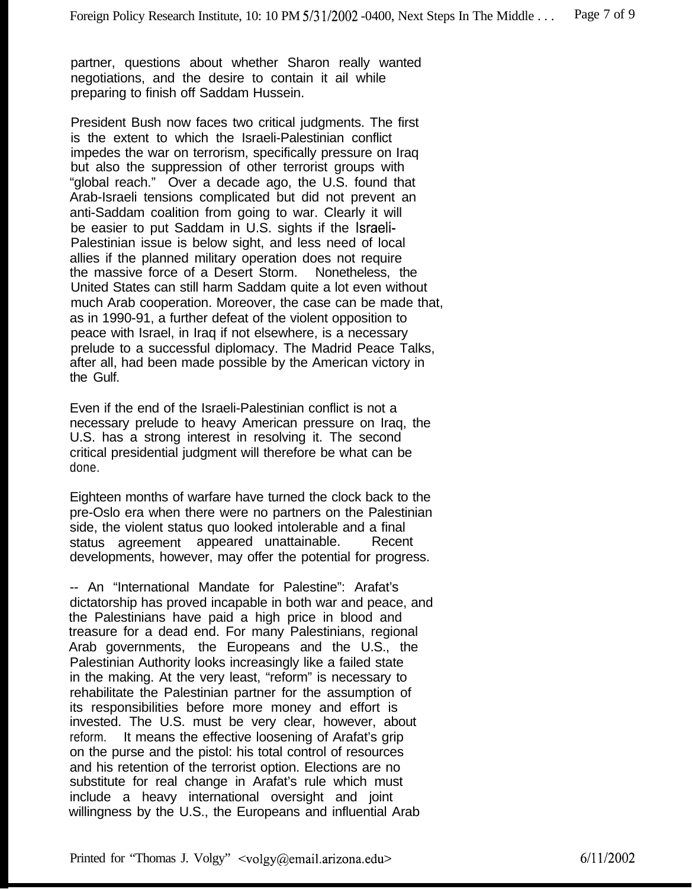partner, questions about whether Sharon really wanted negotiations, and the desire to contain it ail while preparing to finish off Saddam Hussein.

President Bush now faces two critical judgments. The first is the extent to which the Israeli-Palestinian conflict impedes the war on terrorism, specifically pressure on Iraq but also the suppression of other terrorist groups with "global reach." Over a decade ago, the U.S. found that Arab-Israeli tensions complicated but did not prevent an anti-Saddam coalition from going to war. Clearly it will be easier to put Saddam in U.S. sights if the Israeli-Palestinian issue is below sight, and less need of local allies if the planned military operation does not require the massive force of a Desert Storm. Nonetheless, the United States can still harm Saddam quite a lot even without much Arab cooperation. Moreover, the case can be made that, as in 1990-91, a further defeat of the violent opposition to peace with Israel, in Iraq if not elsewhere, is a necessary prelude to a successful diplomacy. The Madrid Peace Talks, after all, had been made possible by the American victory in the Gulf.

Even if the end of the Israeli-Palestinian conflict is not a necessary prelude to heavy American pressure on Iraq, the U.S. has a strong interest in resolving it. The second critical presidential judgment will therefore be what can be done.

Eighteen months of warfare have turned the clock back to the pre-Oslo era when there were no partners on the Palestinian side, the violent status quo looked intolerable and a final status agreement appeared unattainable. Recent developments, however, may offer the potential for progress.

-- An "International Mandate for Palestine": Arafat's dictatorship has proved incapable in both war and peace, and the Palestinians have paid a high price in blood and treasure for a dead end. For many Palestinians, regional Arab governments, the Europeans and the U.S., the Palestinian Authority looks increasingly like a failed state in the making. At the very least, "reform" is necessary to rehabilitate the Palestinian partner for the assumption of its responsibilities before more money and effort is invested. The U.S. must be very clear, however, about reform. It means the effective loosening of Arafat's grip on the purse and the pistol: his total control of resources and his retention of the terrorist option. Elections are no substitute for real change in Arafat's rule which must include a heavy international oversight and joint willingness by the U.S., the Europeans and influential Arab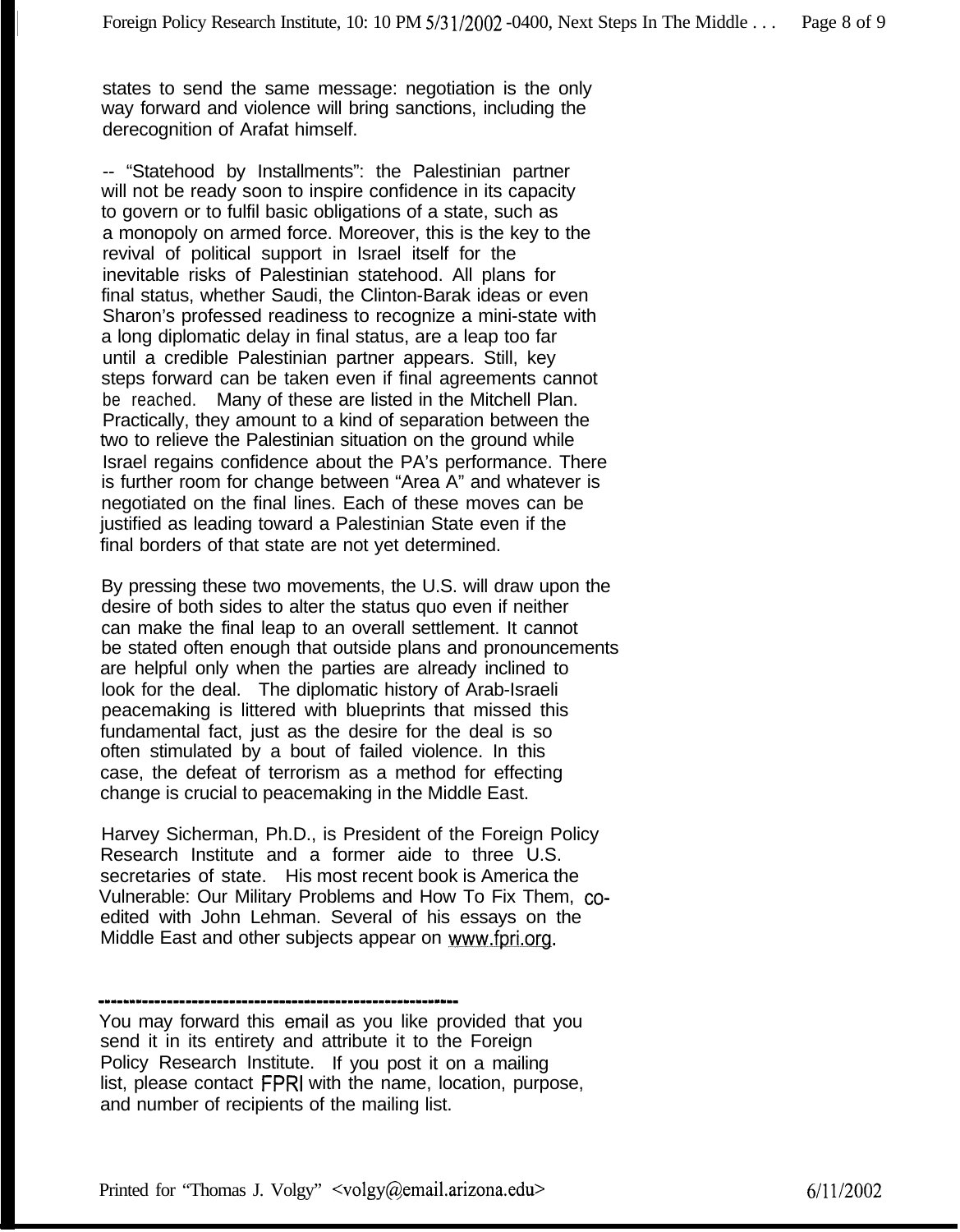states to send the same message: negotiation is the only way forward and violence will bring sanctions, including the derecognition of Arafat himself.

-- "Statehood by Installments": the Palestinian partner will not be ready soon to inspire confidence in its capacity to govern or to fulfil basic obligations of a state, such as a monopoly on armed force. Moreover, this is the key to the revival of political support in Israel itself for the inevitable risks of Palestinian statehood. All plans for final status, whether Saudi, the Clinton-Barak ideas or even Sharon's professed readiness to recognize a mini-state with a long diplomatic delay in final status, are a leap too far until a credible Palestinian partner appears. Still, key steps forward can be taken even if final agreements cannot be reached. Many of these are listed in the Mitchell Plan. Practically, they amount to a kind of separation between the two to relieve the Palestinian situation on the ground while Israel regains confidence about the PA's performance. There is further room for change between "Area A" and whatever is negotiated on the final lines. Each of these moves can be justified as leading toward a Palestinian State even if the final borders of that state are not yet determined.

By pressing these two movements, the U.S. will draw upon the desire of both sides to alter the status quo even if neither can make the final leap to an overall settlement. It cannot be stated often enough that outside plans and pronouncements are helpful only when the parties are already inclined to look for the deal. The diplomatic history of Arab-Israeli peacemaking is littered with blueprints that missed this fundamental fact, just as the desire for the deal is so often stimulated by a bout of failed violence. In this case, the defeat of terrorism as a method for effecting change is crucial to peacemaking in the Middle East.

Harvey Sicherman, Ph.D., is President of the Foreign Policy Research Institute and a former aide to three U.S. secretaries of state. His most recent book is America the Vulnerable: Our Military Problems and How To Fix Them, co-edited with John Lehman. Several of his essays on the Middle East and other subjects appear on www.fpri.org.

---

You may forward this email as you like provided that you send it in its entirety and attribute it to the Foreign Policy Research Institute. If you post it on a mailing list, please contact FPRI with the name, location, purpose, and number of recipients of the mailing list.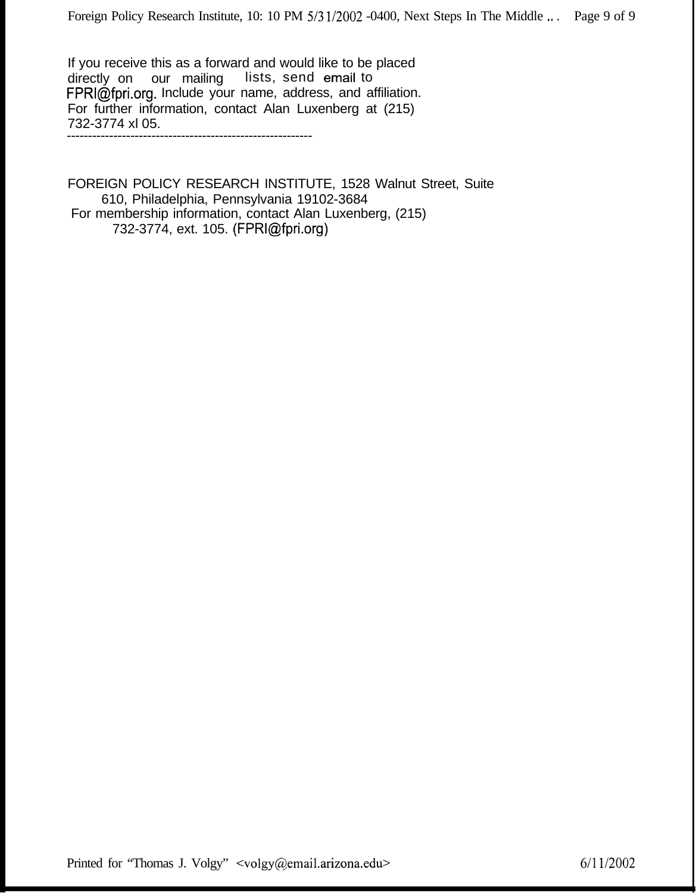If you receive this as a forward and would like to be placed directly on our mailing lists, send email to FPRI@fpri.org. Include your name, address, and affiliation. For further information, contact Alan Luxenberg at (215) 732-3774 xl 05.

-----------------------------------------------------------

FOREIGN POLICY RESEARCH INSTITUTE, 1528 Walnut Street, Suite 610, Philadelphia, Pennsylvania 19102-3684
For membership information, contact Alan Luxenberg, (215) 732-3774, ext. 105. (FPRI@fpri.org)